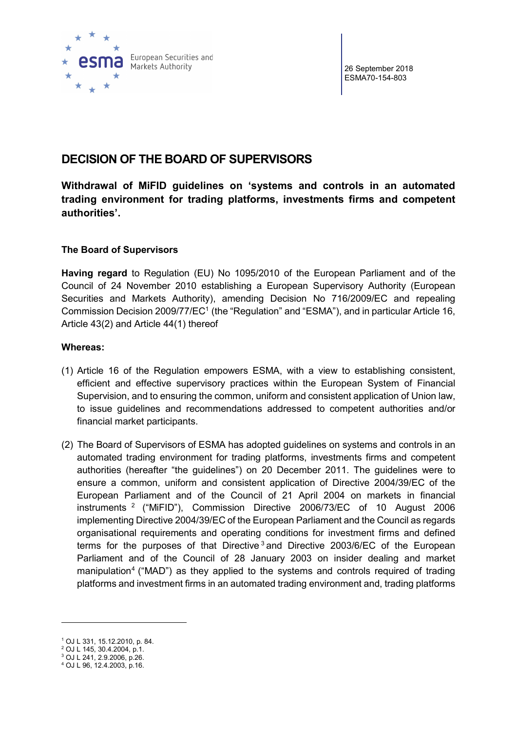European Securities and Markets Authority

26 September 2018
ESMA70-154-803

# DECISION OF THE BOARD OF SUPERVISORS

**Withdrawal of MiFID guidelines on 'systems and controls in an automated trading environment for trading platforms, investments firms and competent authorities'.**

**The Board of Supervisors**

**Having regard** to Regulation (EU) No 1095/2010 of the European Parliament and of the Council of 24 November 2010 establishing a European Supervisory Authority (European Securities and Markets Authority), amending Decision No 716/2009/EC and repealing Commission Decision 2009/77/EC[1] (the "Regulation" and "ESMA"), and in particular Article 16, Article 43(2) and Article 44(1) thereof

**Whereas:**

(1) Article 16 of the Regulation empowers ESMA, with a view to establishing consistent, efficient and effective supervisory practices within the European System of Financial Supervision, and to ensuring the common, uniform and consistent application of Union law, to issue guidelines and recommendations addressed to competent authorities and/or financial market participants.

(2) The Board of Supervisors of ESMA has adopted guidelines on systems and controls in an automated trading environment for trading platforms, investments firms and competent authorities (hereafter "the guidelines") on 20 December 2011. The guidelines were to ensure a common, uniform and consistent application of Directive 2004/39/EC of the European Parliament and of the Council of 21 April 2004 on markets in financial instruments [2] ("MiFID"), Commission Directive 2006/73/EC of 10 August 2006 implementing Directive 2004/39/EC of the European Parliament and the Council as regards organisational requirements and operating conditions for investment firms and defined terms for the purposes of that Directive [3] and Directive 2003/6/EC of the European Parliament and of the Council of 28 January 2003 on insider dealing and market manipulation[4] ("MAD") as they applied to the systems and controls required of trading platforms and investment firms in an automated trading environment and, trading platforms

[1] OJ L 331, 15.12.2010, p. 84.
[2] OJ L 145, 30.4.2004, p.1.
[3] OJ L 241, 2.9.2006, p.26.
[4] OJ L 96, 12.4.2003, p.16.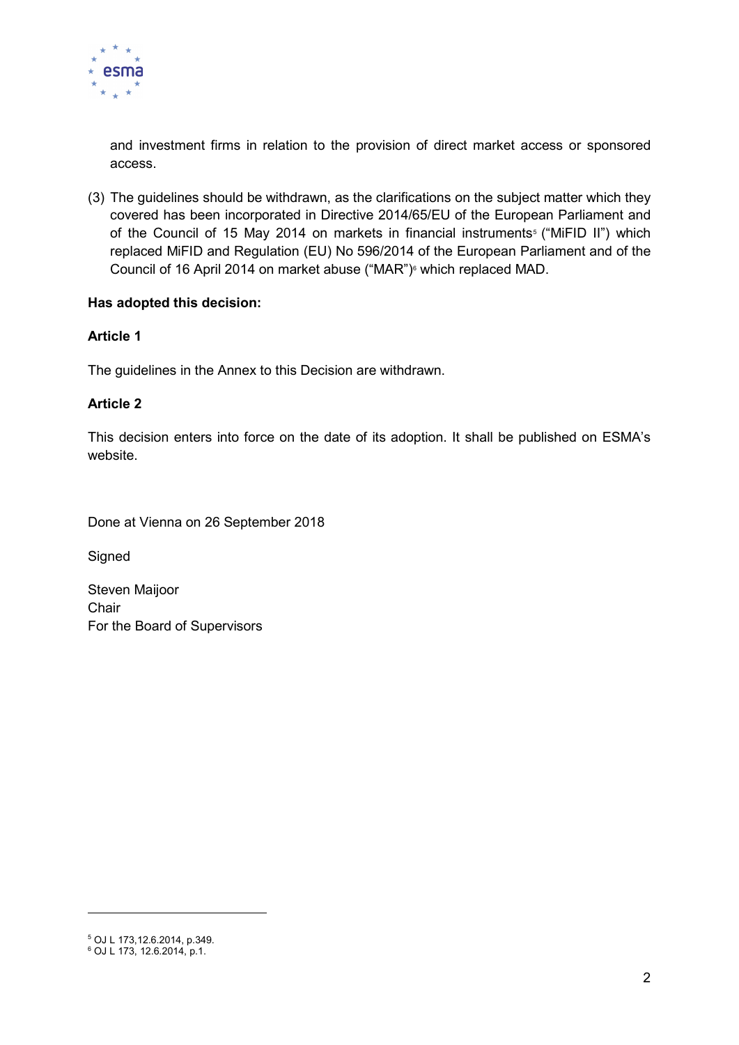and investment firms in relation to the provision of direct market access or sponsored access.

(3) The guidelines should be withdrawn, as the clarifications on the subject matter which they covered has been incorporated in Directive 2014/65/EU of the European Parliament and of the Council of 15 May 2014 on markets in financial instruments[5] ("MiFID II") which replaced MiFID and Regulation (EU) No 596/2014 of the European Parliament and of the Council of 16 April 2014 on market abuse ("MAR")[6] which replaced MAD.

**Has adopted this decision:**

**Article 1**

The guidelines in the Annex to this Decision are withdrawn.

**Article 2**

This decision enters into force on the date of its adoption. It shall be published on ESMA's website.

Done at Vienna on 26 September 2018

Signed

Steven Maijoor
Chair
For the Board of Supervisors

---

[5] OJ L 173,12.6.2014, p.349.
[6] OJ L 173, 12.6.2014, p.1.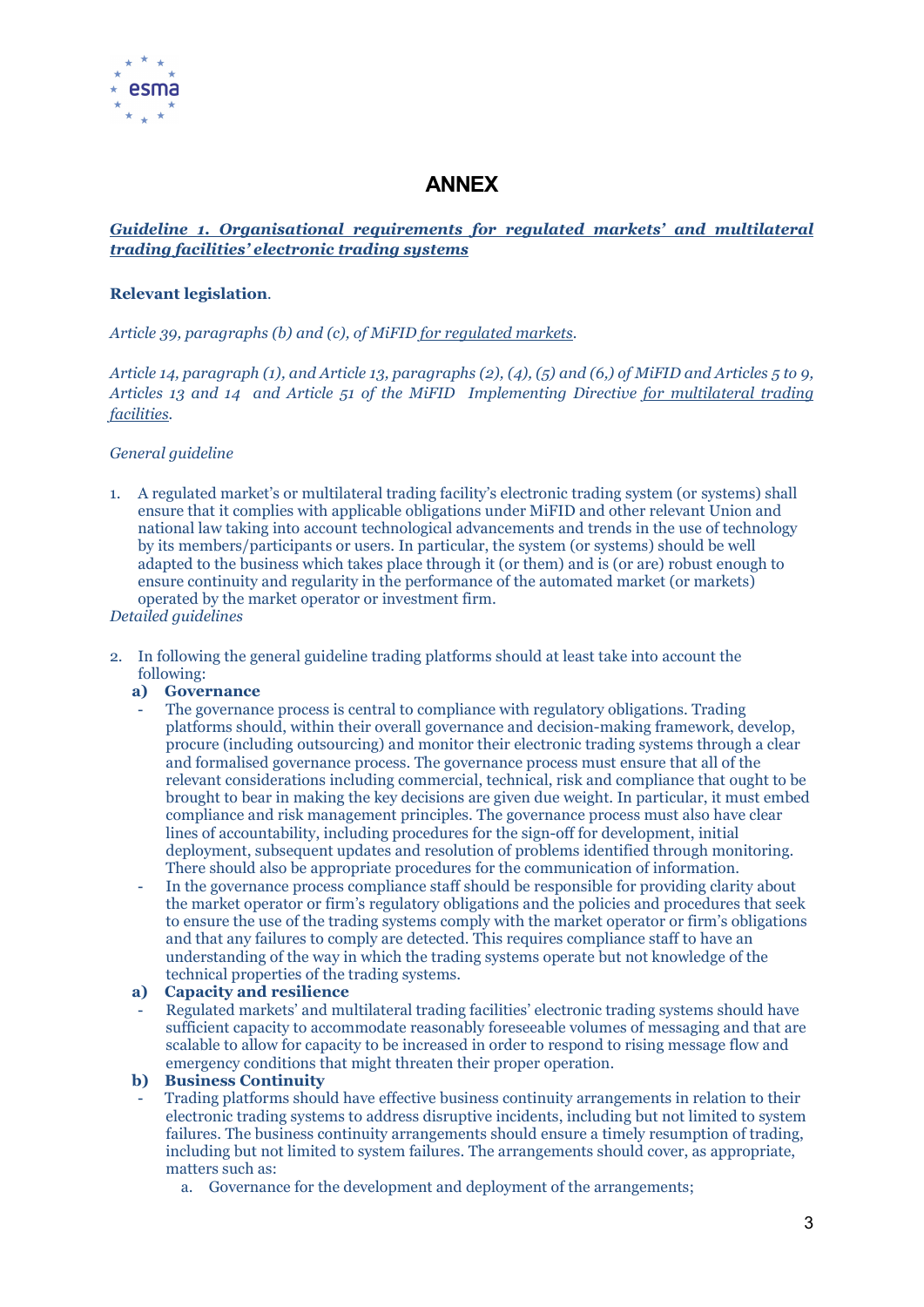# ANNEX

***Guideline 1. Organisational requirements for regulated markets' and multilateral trading facilities' electronic trading systems***

**Relevant legislation**.

*Article 39, paragraphs (b) and (c), of MiFID for regulated markets.*

*Article 14, paragraph (1), and Article 13, paragraphs (2), (4), (5) and (6,) of MiFID and Articles 5 to 9, Articles 13 and 14 and Article 51 of the MiFID Implementing Directive for multilateral trading facilities.*

*General guideline*

1. A regulated market's or multilateral trading facility's electronic trading system (or systems) shall ensure that it complies with applicable obligations under MiFID and other relevant Union and national law taking into account technological advancements and trends in the use of technology by its members/participants or users. In particular, the system (or systems) should be well adapted to the business which takes place through it (or them) and is (or are) robust enough to ensure continuity and regularity in the performance of the automated market (or markets) operated by the market operator or investment firm.

*Detailed guidelines*

2. In following the general guideline trading platforms should at least take into account the following:

   **a) Governance**

   - The governance process is central to compliance with regulatory obligations. Trading platforms should, within their overall governance and decision-making framework, develop, procure (including outsourcing) and monitor their electronic trading systems through a clear and formalised governance process. The governance process must ensure that all of the relevant considerations including commercial, technical, risk and compliance that ought to be brought to bear in making the key decisions are given due weight. In particular, it must embed compliance and risk management principles. The governance process must also have clear lines of accountability, including procedures for the sign-off for development, initial deployment, subsequent updates and resolution of problems identified through monitoring. There should also be appropriate procedures for the communication of information.
   - In the governance process compliance staff should be responsible for providing clarity about the market operator or firm's regulatory obligations and the policies and procedures that seek to ensure the use of the trading systems comply with the market operator or firm's obligations and that any failures to comply are detected. This requires compliance staff to have an understanding of the way in which the trading systems operate but not knowledge of the technical properties of the trading systems.

   **a) Capacity and resilience**

   - Regulated markets' and multilateral trading facilities' electronic trading systems should have sufficient capacity to accommodate reasonably foreseeable volumes of messaging and that are scalable to allow for capacity to be increased in order to respond to rising message flow and emergency conditions that might threaten their proper operation.

   **b) Business Continuity**

   - Trading platforms should have effective business continuity arrangements in relation to their electronic trading systems to address disruptive incidents, including but not limited to system failures. The business continuity arrangements should ensure a timely resumption of trading, including but not limited to system failures. The arrangements should cover, as appropriate, matters such as:
     a. Governance for the development and deployment of the arrangements;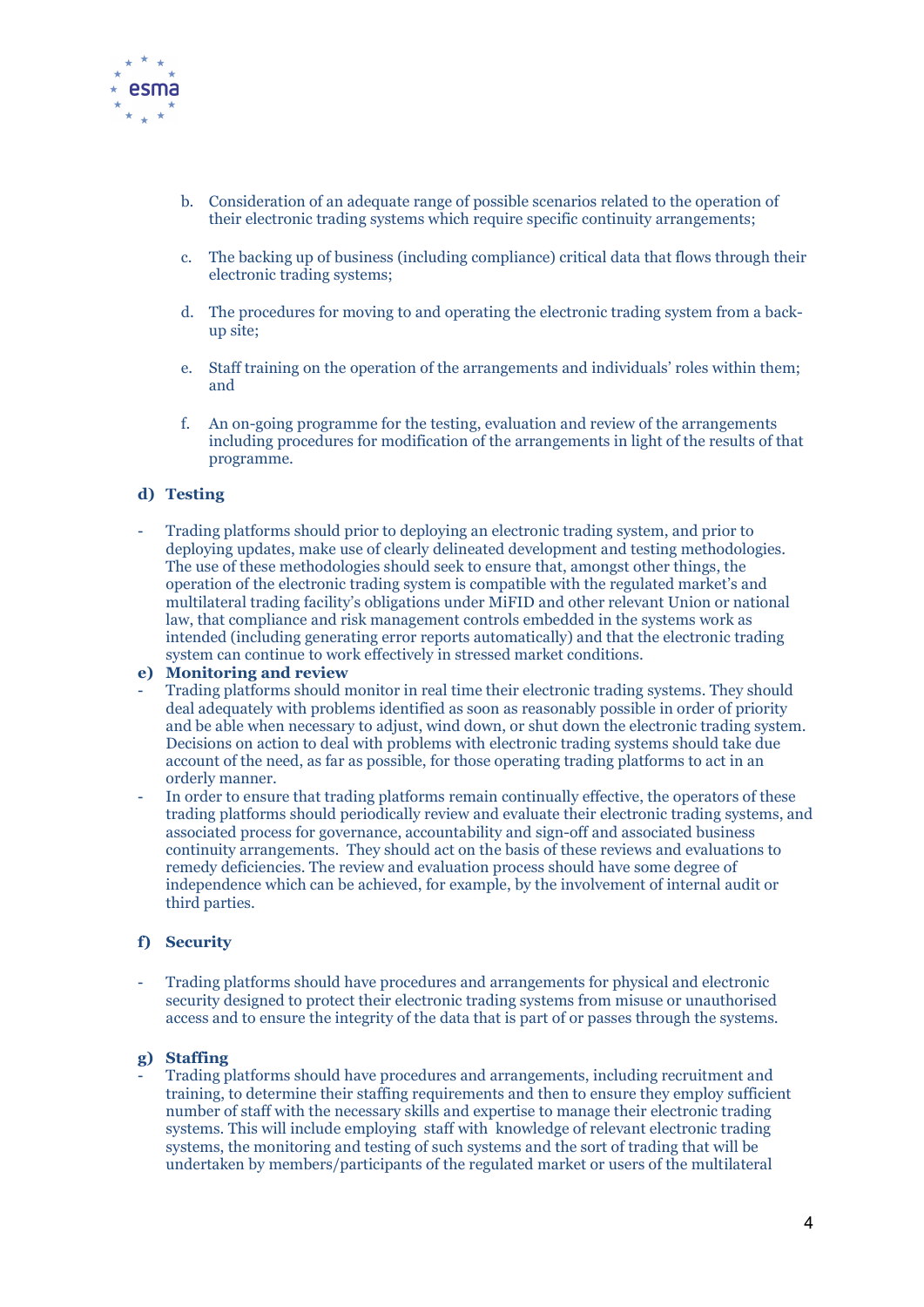b. Consideration of an adequate range of possible scenarios related to the operation of their electronic trading systems which require specific continuity arrangements;

c. The backing up of business (including compliance) critical data that flows through their electronic trading systems;

d. The procedures for moving to and operating the electronic trading system from a back-up site;

e. Staff training on the operation of the arrangements and individuals' roles within them; and

f. An on-going programme for the testing, evaluation and review of the arrangements including procedures for modification of the arrangements in light of the results of that programme.

**d) Testing**

- Trading platforms should prior to deploying an electronic trading system, and prior to deploying updates, make use of clearly delineated development and testing methodologies. The use of these methodologies should seek to ensure that, amongst other things, the operation of the electronic trading system is compatible with the regulated market's and multilateral trading facility's obligations under MiFID and other relevant Union or national law, that compliance and risk management controls embedded in the systems work as intended (including generating error reports automatically) and that the electronic trading system can continue to work effectively in stressed market conditions.

**e) Monitoring and review**

- Trading platforms should monitor in real time their electronic trading systems. They should deal adequately with problems identified as soon as reasonably possible in order of priority and be able when necessary to adjust, wind down, or shut down the electronic trading system. Decisions on action to deal with problems with electronic trading systems should take due account of the need, as far as possible, for those operating trading platforms to act in an orderly manner.
- In order to ensure that trading platforms remain continually effective, the operators of these trading platforms should periodically review and evaluate their electronic trading systems, and associated process for governance, accountability and sign-off and associated business continuity arrangements. They should act on the basis of these reviews and evaluations to remedy deficiencies. The review and evaluation process should have some degree of independence which can be achieved, for example, by the involvement of internal audit or third parties.

**f) Security**

- Trading platforms should have procedures and arrangements for physical and electronic security designed to protect their electronic trading systems from misuse or unauthorised access and to ensure the integrity of the data that is part of or passes through the systems.

**g) Staffing**

- Trading platforms should have procedures and arrangements, including recruitment and training, to determine their staffing requirements and then to ensure they employ sufficient number of staff with the necessary skills and expertise to manage their electronic trading systems. This will include employing staff with knowledge of relevant electronic trading systems, the monitoring and testing of such systems and the sort of trading that will be undertaken by members/participants of the regulated market or users of the multilateral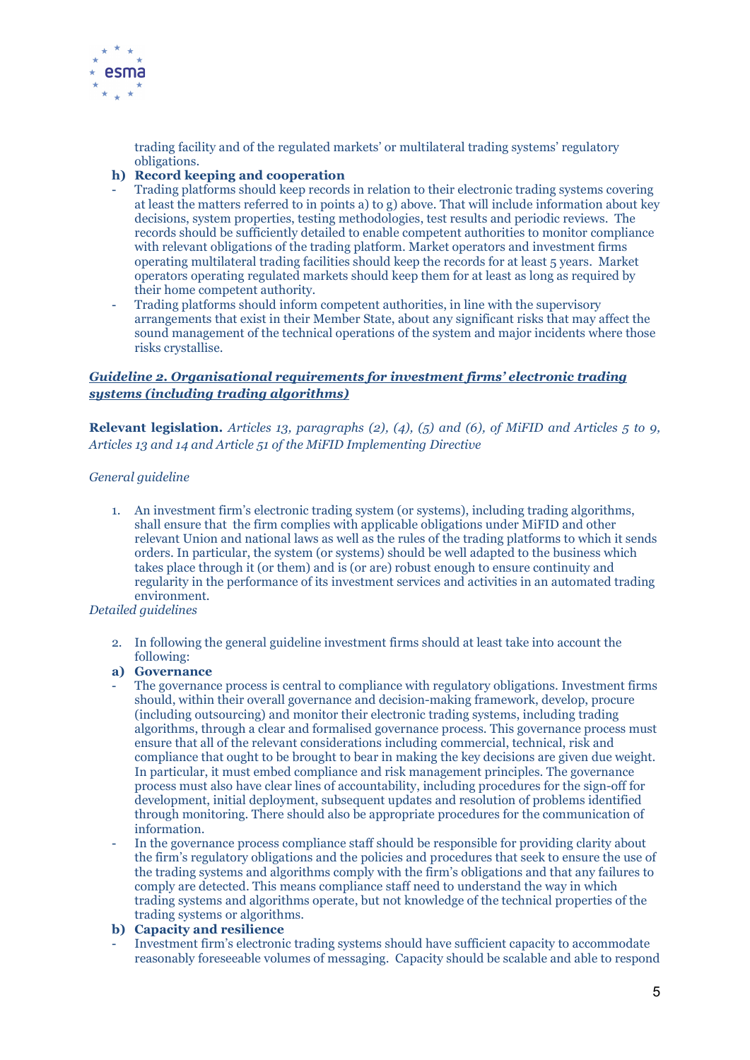trading facility and of the regulated markets' or multilateral trading systems' regulatory obligations.

**h) Record keeping and cooperation**

- Trading platforms should keep records in relation to their electronic trading systems covering at least the matters referred to in points a) to g) above. That will include information about key decisions, system properties, testing methodologies, test results and periodic reviews. The records should be sufficiently detailed to enable competent authorities to monitor compliance with relevant obligations of the trading platform. Market operators and investment firms operating multilateral trading facilities should keep the records for at least 5 years. Market operators operating regulated markets should keep them for at least as long as required by their home competent authority.
- Trading platforms should inform competent authorities, in line with the supervisory arrangements that exist in their Member State, about any significant risks that may affect the sound management of the technical operations of the system and major incidents where those risks crystallise.

## *Guideline 2. Organisational requirements for investment firms' electronic trading systems (including trading algorithms)*

**Relevant legislation.** *Articles 13, paragraphs (2), (4), (5) and (6), of MiFID and Articles 5 to 9, Articles 13 and 14 and Article 51 of the MiFID Implementing Directive*

*General guideline*

1. An investment firm's electronic trading system (or systems), including trading algorithms, shall ensure that the firm complies with applicable obligations under MiFID and other relevant Union and national laws as well as the rules of the trading platforms to which it sends orders. In particular, the system (or systems) should be well adapted to the business which takes place through it (or them) and is (or are) robust enough to ensure continuity and regularity in the performance of its investment services and activities in an automated trading environment.

*Detailed guidelines*

2. In following the general guideline investment firms should at least take into account the following:

**a) Governance**

- The governance process is central to compliance with regulatory obligations. Investment firms should, within their overall governance and decision-making framework, develop, procure (including outsourcing) and monitor their electronic trading systems, including trading algorithms, through a clear and formalised governance process. This governance process must ensure that all of the relevant considerations including commercial, technical, risk and compliance that ought to be brought to bear in making the key decisions are given due weight. In particular, it must embed compliance and risk management principles. The governance process must also have clear lines of accountability, including procedures for the sign-off for development, initial deployment, subsequent updates and resolution of problems identified through monitoring. There should also be appropriate procedures for the communication of information.
- In the governance process compliance staff should be responsible for providing clarity about the firm's regulatory obligations and the policies and procedures that seek to ensure the use of the trading systems and algorithms comply with the firm's obligations and that any failures to comply are detected. This means compliance staff need to understand the way in which trading systems and algorithms operate, but not knowledge of the technical properties of the trading systems or algorithms.

**b) Capacity and resilience**

- Investment firm's electronic trading systems should have sufficient capacity to accommodate reasonably foreseeable volumes of messaging. Capacity should be scalable and able to respond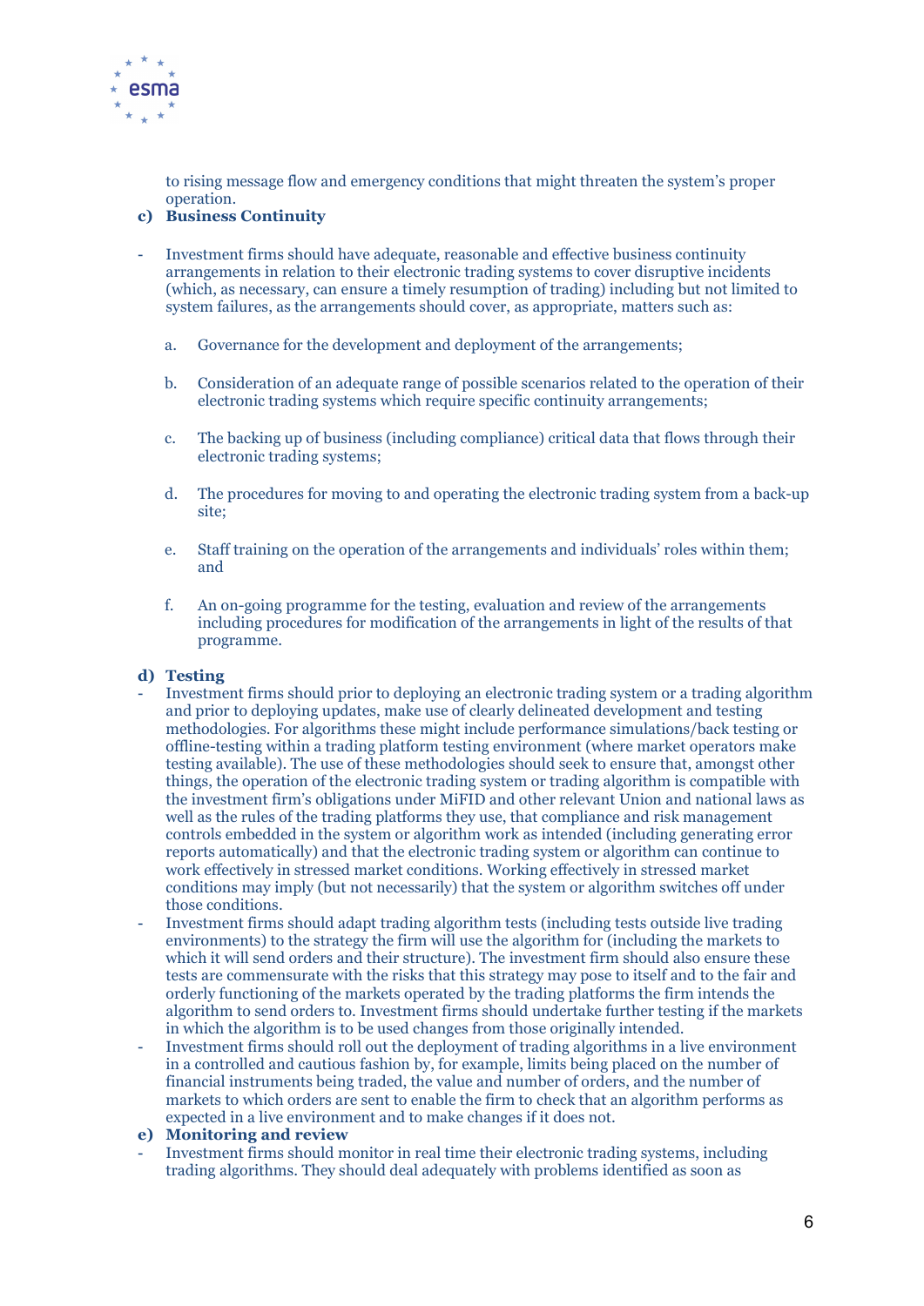to rising message flow and emergency conditions that might threaten the system's proper operation.

**c) Business Continuity**

- Investment firms should have adequate, reasonable and effective business continuity arrangements in relation to their electronic trading systems to cover disruptive incidents (which, as necessary, can ensure a timely resumption of trading) including but not limited to system failures, as the arrangements should cover, as appropriate, matters such as:

  a. Governance for the development and deployment of the arrangements;

  b. Consideration of an adequate range of possible scenarios related to the operation of their electronic trading systems which require specific continuity arrangements;

  c. The backing up of business (including compliance) critical data that flows through their electronic trading systems;

  d. The procedures for moving to and operating the electronic trading system from a back-up site;

  e. Staff training on the operation of the arrangements and individuals' roles within them; and

  f. An on-going programme for the testing, evaluation and review of the arrangements including procedures for modification of the arrangements in light of the results of that programme.

**d) Testing**

- Investment firms should prior to deploying an electronic trading system or a trading algorithm and prior to deploying updates, make use of clearly delineated development and testing methodologies. For algorithms these might include performance simulations/back testing or offline-testing within a trading platform testing environment (where market operators make testing available). The use of these methodologies should seek to ensure that, amongst other things, the operation of the electronic trading system or trading algorithm is compatible with the investment firm's obligations under MiFID and other relevant Union and national laws as well as the rules of the trading platforms they use, that compliance and risk management controls embedded in the system or algorithm work as intended (including generating error reports automatically) and that the electronic trading system or algorithm can continue to work effectively in stressed market conditions. Working effectively in stressed market conditions may imply (but not necessarily) that the system or algorithm switches off under those conditions.
- Investment firms should adapt trading algorithm tests (including tests outside live trading environments) to the strategy the firm will use the algorithm for (including the markets to which it will send orders and their structure). The investment firm should also ensure these tests are commensurate with the risks that this strategy may pose to itself and to the fair and orderly functioning of the markets operated by the trading platforms the firm intends the algorithm to send orders to. Investment firms should undertake further testing if the markets in which the algorithm is to be used changes from those originally intended.
- Investment firms should roll out the deployment of trading algorithms in a live environment in a controlled and cautious fashion by, for example, limits being placed on the number of financial instruments being traded, the value and number of orders, and the number of markets to which orders are sent to enable the firm to check that an algorithm performs as expected in a live environment and to make changes if it does not.

**e) Monitoring and review**

- Investment firms should monitor in real time their electronic trading systems, including trading algorithms. They should deal adequately with problems identified as soon as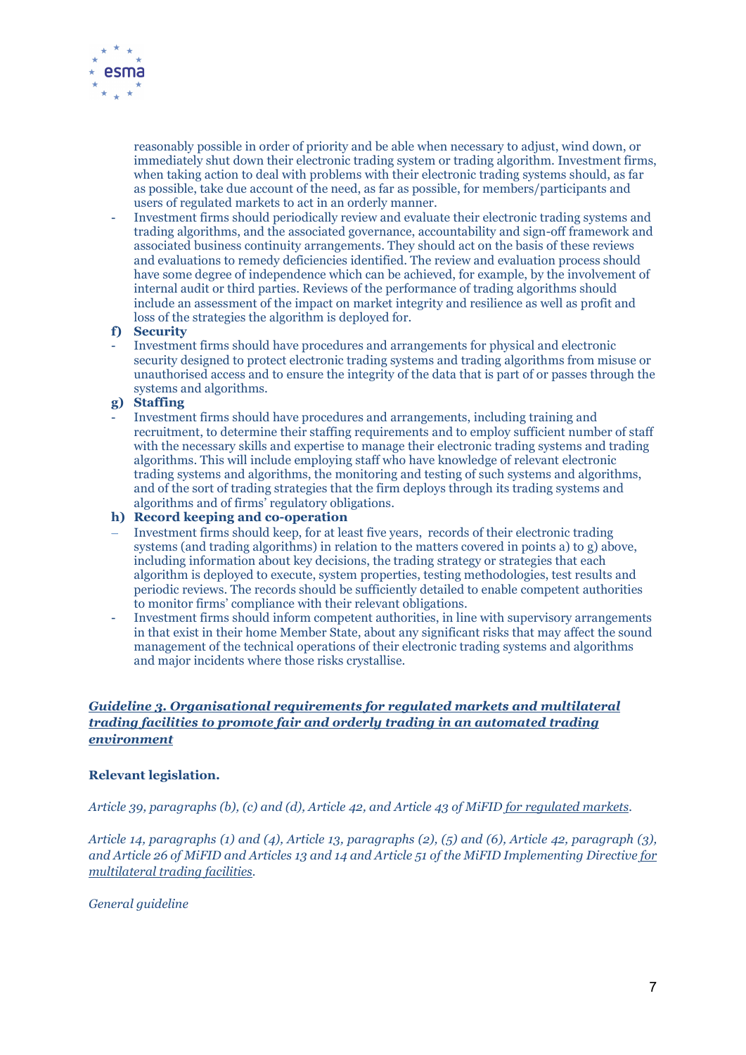reasonably possible in order of priority and be able when necessary to adjust, wind down, or immediately shut down their electronic trading system or trading algorithm. Investment firms, when taking action to deal with problems with their electronic trading systems should, as far as possible, take due account of the need, as far as possible, for members/participants and users of regulated markets to act in an orderly manner.

- Investment firms should periodically review and evaluate their electronic trading systems and trading algorithms, and the associated governance, accountability and sign-off framework and associated business continuity arrangements. They should act on the basis of these reviews and evaluations to remedy deficiencies identified. The review and evaluation process should have some degree of independence which can be achieved, for example, by the involvement of internal audit or third parties. Reviews of the performance of trading algorithms should include an assessment of the impact on market integrity and resilience as well as profit and loss of the strategies the algorithm is deployed for.

**f) Security**

- Investment firms should have procedures and arrangements for physical and electronic security designed to protect electronic trading systems and trading algorithms from misuse or unauthorised access and to ensure the integrity of the data that is part of or passes through the systems and algorithms.

**g) Staffing**

- Investment firms should have procedures and arrangements, including training and recruitment, to determine their staffing requirements and to employ sufficient number of staff with the necessary skills and expertise to manage their electronic trading systems and trading algorithms. This will include employing staff who have knowledge of relevant electronic trading systems and algorithms, the monitoring and testing of such systems and algorithms, and of the sort of trading strategies that the firm deploys through its trading systems and algorithms and of firms' regulatory obligations.

**h) Record keeping and co-operation**

- Investment firms should keep, for at least five years, records of their electronic trading systems (and trading algorithms) in relation to the matters covered in points a) to g) above, including information about key decisions, the trading strategy or strategies that each algorithm is deployed to execute, system properties, testing methodologies, test results and periodic reviews. The records should be sufficiently detailed to enable competent authorities to monitor firms' compliance with their relevant obligations.
- Investment firms should inform competent authorities, in line with supervisory arrangements in that exist in their home Member State, about any significant risks that may affect the sound management of the technical operations of their electronic trading systems and algorithms and major incidents where those risks crystallise.

## *Guideline 3. Organisational requirements for regulated markets and multilateral trading facilities to promote fair and orderly trading in an automated trading environment*

**Relevant legislation.**

*Article 39, paragraphs (b), (c) and (d), Article 42, and Article 43 of MiFID for regulated markets.*

*Article 14, paragraphs (1) and (4), Article 13, paragraphs (2), (5) and (6), Article 42, paragraph (3), and Article 26 of MiFID and Articles 13 and 14 and Article 51 of the MiFID Implementing Directive for multilateral trading facilities.*

*General guideline*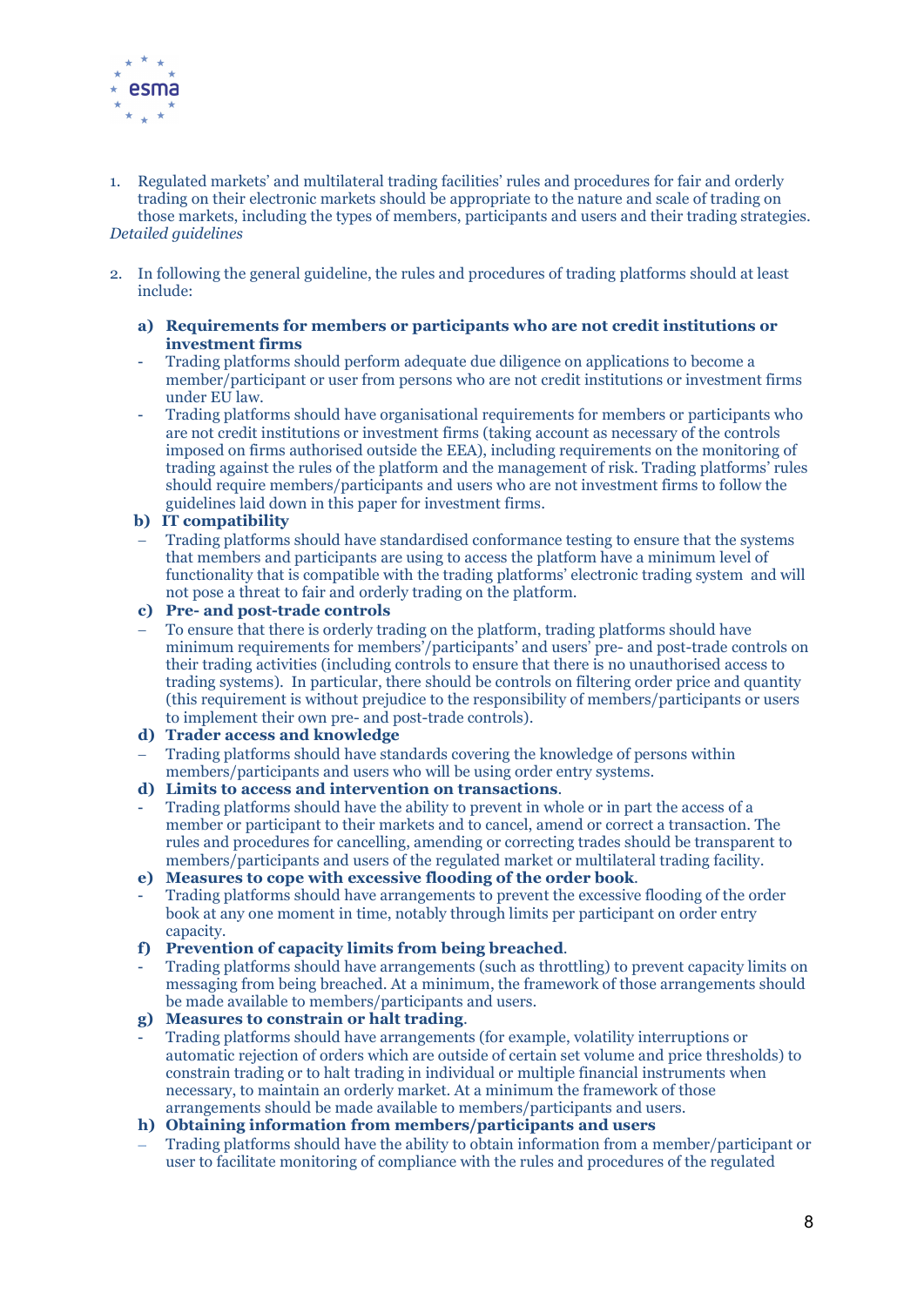1. Regulated markets' and multilateral trading facilities' rules and procedures for fair and orderly trading on their electronic markets should be appropriate to the nature and scale of trading on those markets, including the types of members, participants and users and their trading strategies.

*Detailed guidelines*

2. In following the general guideline, the rules and procedures of trading platforms should at least include:

   **a) Requirements for members or participants who are not credit institutions or investment firms**

   - Trading platforms should perform adequate due diligence on applications to become a member/participant or user from persons who are not credit institutions or investment firms under EU law.
   - Trading platforms should have organisational requirements for members or participants who are not credit institutions or investment firms (taking account as necessary of the controls imposed on firms authorised outside the EEA), including requirements on the monitoring of trading against the rules of the platform and the management of risk. Trading platforms' rules should require members/participants and users who are not investment firms to follow the guidelines laid down in this paper for investment firms.

   **b) IT compatibility**

   – Trading platforms should have standardised conformance testing to ensure that the systems that members and participants are using to access the platform have a minimum level of functionality that is compatible with the trading platforms' electronic trading system and will not pose a threat to fair and orderly trading on the platform.

   **c) Pre- and post-trade controls**

   – To ensure that there is orderly trading on the platform, trading platforms should have minimum requirements for members'/participants' and users' pre- and post-trade controls on their trading activities (including controls to ensure that there is no unauthorised access to trading systems). In particular, there should be controls on filtering order price and quantity (this requirement is without prejudice to the responsibility of members/participants or users to implement their own pre- and post-trade controls).

   **d) Trader access and knowledge**

   – Trading platforms should have standards covering the knowledge of persons within members/participants and users who will be using order entry systems.

   **d) Limits to access and intervention on transactions**.

   - Trading platforms should have the ability to prevent in whole or in part the access of a member or participant to their markets and to cancel, amend or correct a transaction. The rules and procedures for cancelling, amending or correcting trades should be transparent to members/participants and users of the regulated market or multilateral trading facility.

   **e) Measures to cope with excessive flooding of the order book**.

   - Trading platforms should have arrangements to prevent the excessive flooding of the order book at any one moment in time, notably through limits per participant on order entry capacity.

   **f) Prevention of capacity limits from being breached**.

   - Trading platforms should have arrangements (such as throttling) to prevent capacity limits on messaging from being breached. At a minimum, the framework of those arrangements should be made available to members/participants and users.

   **g) Measures to constrain or halt trading**.

   - Trading platforms should have arrangements (for example, volatility interruptions or automatic rejection of orders which are outside of certain set volume and price thresholds) to constrain trading or to halt trading in individual or multiple financial instruments when necessary, to maintain an orderly market. At a minimum the framework of those arrangements should be made available to members/participants and users.

   **h) Obtaining information from members/participants and users**

   – Trading platforms should have the ability to obtain information from a member/participant or user to facilitate monitoring of compliance with the rules and procedures of the regulated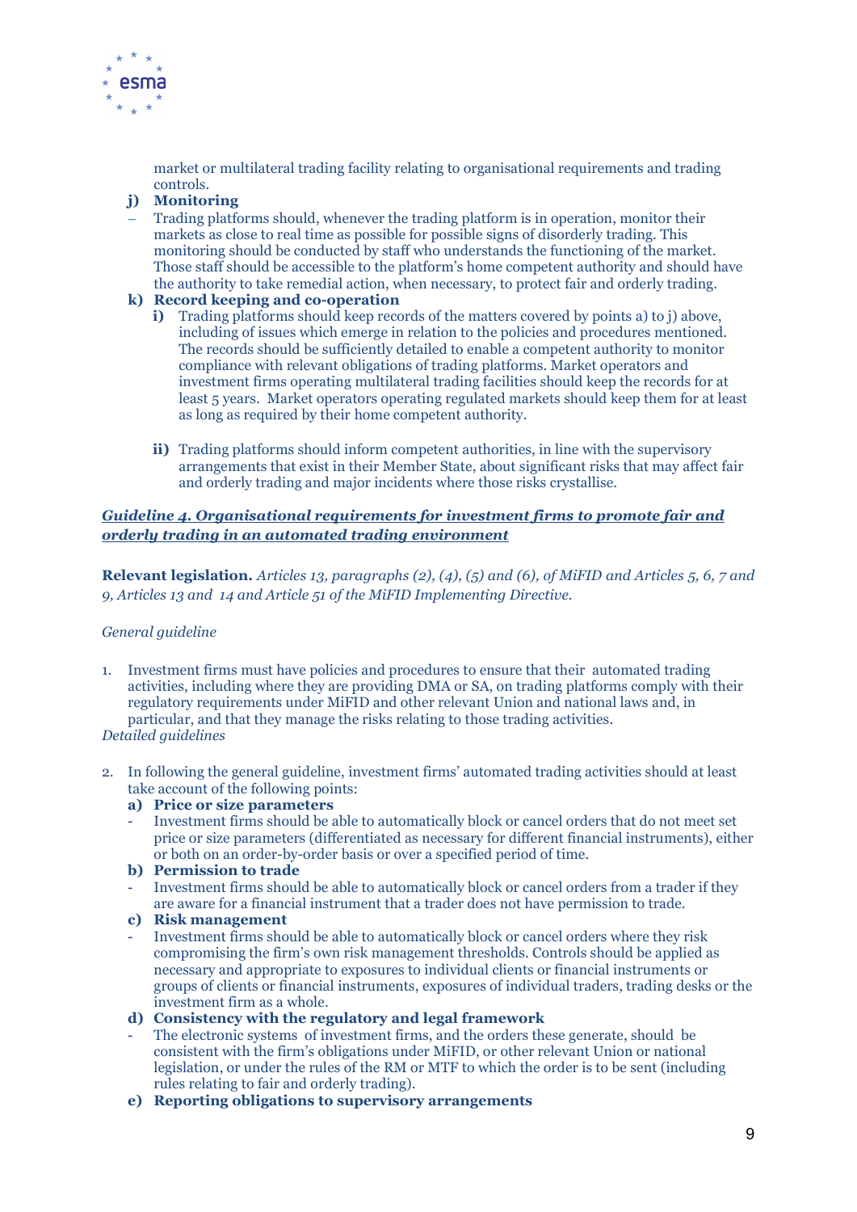market or multilateral trading facility relating to organisational requirements and trading controls.

**j) Monitoring**

– Trading platforms should, whenever the trading platform is in operation, monitor their markets as close to real time as possible for possible signs of disorderly trading. This monitoring should be conducted by staff who understands the functioning of the market. Those staff should be accessible to the platform's home competent authority and should have the authority to take remedial action, when necessary, to protect fair and orderly trading.

**k) Record keeping and co-operation**

**i)** Trading platforms should keep records of the matters covered by points a) to j) above, including of issues which emerge in relation to the policies and procedures mentioned. The records should be sufficiently detailed to enable a competent authority to monitor compliance with relevant obligations of trading platforms. Market operators and investment firms operating multilateral trading facilities should keep the records for at least 5 years. Market operators operating regulated markets should keep them for at least as long as required by their home competent authority.

**ii)** Trading platforms should inform competent authorities, in line with the supervisory arrangements that exist in their Member State, about significant risks that may affect fair and orderly trading and major incidents where those risks crystallise.

### ***Guideline 4. Organisational requirements for investment firms to promote fair and orderly trading in an automated trading environment***

**Relevant legislation.** *Articles 13, paragraphs (2), (4), (5) and (6), of MiFID and Articles 5, 6, 7 and 9, Articles 13 and 14 and Article 51 of the MiFID Implementing Directive.*

*General guideline*

1. Investment firms must have policies and procedures to ensure that their automated trading activities, including where they are providing DMA or SA, on trading platforms comply with their regulatory requirements under MiFID and other relevant Union and national laws and, in particular, and that they manage the risks relating to those trading activities.

*Detailed guidelines*

2. In following the general guideline, investment firms' automated trading activities should at least take account of the following points:

   **a) Price or size parameters**

   - Investment firms should be able to automatically block or cancel orders that do not meet set price or size parameters (differentiated as necessary for different financial instruments), either or both on an order-by-order basis or over a specified period of time.

   **b) Permission to trade**

   - Investment firms should be able to automatically block or cancel orders from a trader if they are aware for a financial instrument that a trader does not have permission to trade.

   **c) Risk management**

   - Investment firms should be able to automatically block or cancel orders where they risk compromising the firm's own risk management thresholds. Controls should be applied as necessary and appropriate to exposures to individual clients or financial instruments or groups of clients or financial instruments, exposures of individual traders, trading desks or the investment firm as a whole.

   **d) Consistency with the regulatory and legal framework**

   - The electronic systems of investment firms, and the orders these generate, should be consistent with the firm's obligations under MiFID, or other relevant Union or national legislation, or under the rules of the RM or MTF to which the order is to be sent (including rules relating to fair and orderly trading).

   **e) Reporting obligations to supervisory arrangements**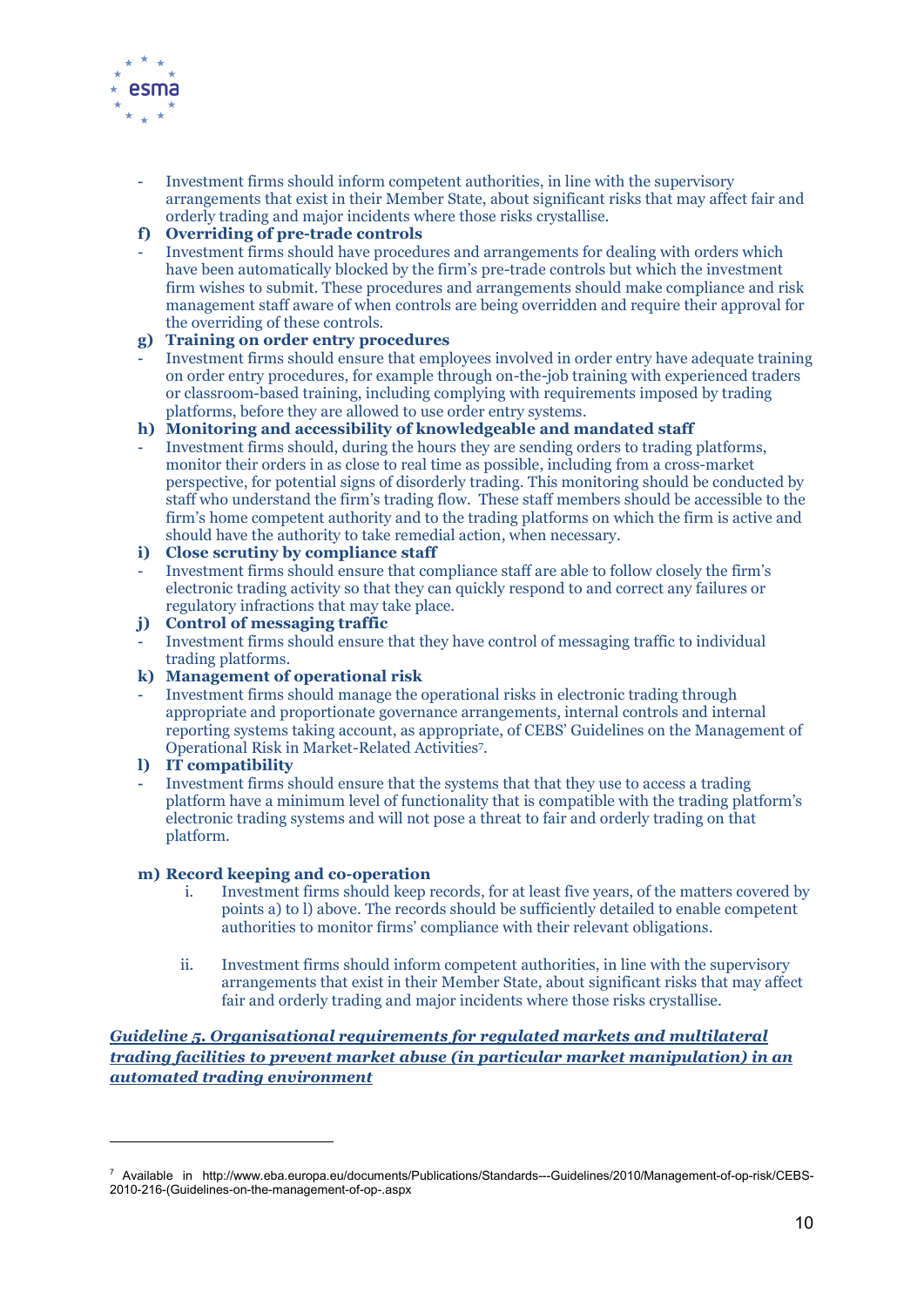- Investment firms should inform competent authorities, in line with the supervisory arrangements that exist in their Member State, about significant risks that may affect fair and orderly trading and major incidents where those risks crystallise.

**f) Overriding of pre-trade controls**

- Investment firms should have procedures and arrangements for dealing with orders which have been automatically blocked by the firm's pre-trade controls but which the investment firm wishes to submit. These procedures and arrangements should make compliance and risk management staff aware of when controls are being overridden and require their approval for the overriding of these controls.

**g) Training on order entry procedures**

- Investment firms should ensure that employees involved in order entry have adequate training on order entry procedures, for example through on-the-job training with experienced traders or classroom-based training, including complying with requirements imposed by trading platforms, before they are allowed to use order entry systems.

**h) Monitoring and accessibility of knowledgeable and mandated staff**

- Investment firms should, during the hours they are sending orders to trading platforms, monitor their orders in as close to real time as possible, including from a cross-market perspective, for potential signs of disorderly trading. This monitoring should be conducted by staff who understand the firm's trading flow. These staff members should be accessible to the firm's home competent authority and to the trading platforms on which the firm is active and should have the authority to take remedial action, when necessary.

**i) Close scrutiny by compliance staff**

- Investment firms should ensure that compliance staff are able to follow closely the firm's electronic trading activity so that they can quickly respond to and correct any failures or regulatory infractions that may take place.

**j) Control of messaging traffic**

- Investment firms should ensure that they have control of messaging traffic to individual trading platforms.

**k) Management of operational risk**

- Investment firms should manage the operational risks in electronic trading through appropriate and proportionate governance arrangements, internal controls and internal reporting systems taking account, as appropriate, of CEBS' Guidelines on the Management of Operational Risk in Market-Related Activities[7].

**l) IT compatibility**

- Investment firms should ensure that the systems that that they use to access a trading platform have a minimum level of functionality that is compatible with the trading platform's electronic trading systems and will not pose a threat to fair and orderly trading on that platform.

**m) Record keeping and co-operation**

i. Investment firms should keep records, for at least five years, of the matters covered by points a) to l) above. The records should be sufficiently detailed to enable competent authorities to monitor firms' compliance with their relevant obligations.

ii. Investment firms should inform competent authorities, in line with the supervisory arrangements that exist in their Member State, about significant risks that may affect fair and orderly trading and major incidents where those risks crystallise.

***Guideline 5. Organisational requirements for regulated markets and multilateral trading facilities to prevent market abuse (in particular market manipulation) in an automated trading environment***

[7] Available in http://www.eba.europa.eu/documents/Publications/Standards---Guidelines/2010/Management-of-op-risk/CEBS-2010-216-(Guidelines-on-the-management-of-op-.aspx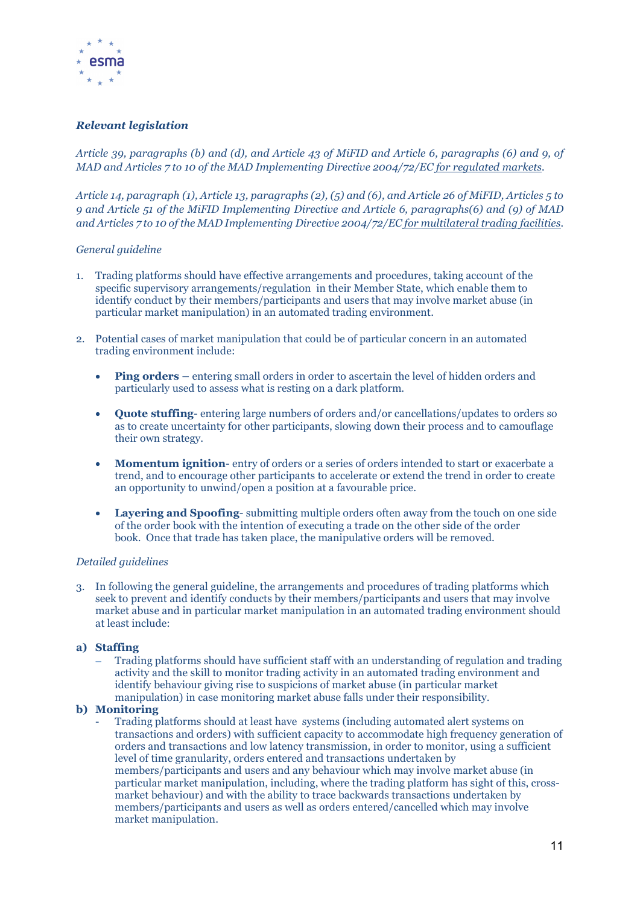***Relevant legislation***

*Article 39, paragraphs (b) and (d), and Article 43 of MiFID and Article 6, paragraphs (6) and 9, of MAD and Articles 7 to 10 of the MAD Implementing Directive 2004/72/EC for regulated markets.*

*Article 14, paragraph (1), Article 13, paragraphs (2), (5) and (6), and Article 26 of MiFID, Articles 5 to 9 and Article 51 of the MiFID Implementing Directive and Article 6, paragraphs(6) and (9) of MAD and Articles 7 to 10 of the MAD Implementing Directive 2004/72/EC for multilateral trading facilities.*

*General guideline*

1. Trading platforms should have effective arrangements and procedures, taking account of the specific supervisory arrangements/regulation in their Member State, which enable them to identify conduct by their members/participants and users that may involve market abuse (in particular market manipulation) in an automated trading environment.

2. Potential cases of market manipulation that could be of particular concern in an automated trading environment include:

   - **Ping orders –** entering small orders in order to ascertain the level of hidden orders and particularly used to assess what is resting on a dark platform.

   - **Quote stuffing**- entering large numbers of orders and/or cancellations/updates to orders so as to create uncertainty for other participants, slowing down their process and to camouflage their own strategy.

   - **Momentum ignition**- entry of orders or a series of orders intended to start or exacerbate a trend, and to encourage other participants to accelerate or extend the trend in order to create an opportunity to unwind/open a position at a favourable price.

   - **Layering and Spoofing**- submitting multiple orders often away from the touch on one side of the order book with the intention of executing a trade on the other side of the order book. Once that trade has taken place, the manipulative orders will be removed.

*Detailed guidelines*

3. In following the general guideline, the arrangements and procedures of trading platforms which seek to prevent and identify conducts by their members/participants and users that may involve market abuse and in particular market manipulation in an automated trading environment should at least include:

**a) Staffing**

– Trading platforms should have sufficient staff with an understanding of regulation and trading activity and the skill to monitor trading activity in an automated trading environment and identify behaviour giving rise to suspicions of market abuse (in particular market manipulation) in case monitoring market abuse falls under their responsibility.

**b) Monitoring**

- Trading platforms should at least have systems (including automated alert systems on transactions and orders) with sufficient capacity to accommodate high frequency generation of orders and transactions and low latency transmission, in order to monitor, using a sufficient level of time granularity, orders entered and transactions undertaken by members/participants and users and any behaviour which may involve market abuse (in particular market manipulation, including, where the trading platform has sight of this, cross-market behaviour) and with the ability to trace backwards transactions undertaken by members/participants and users as well as orders entered/cancelled which may involve market manipulation.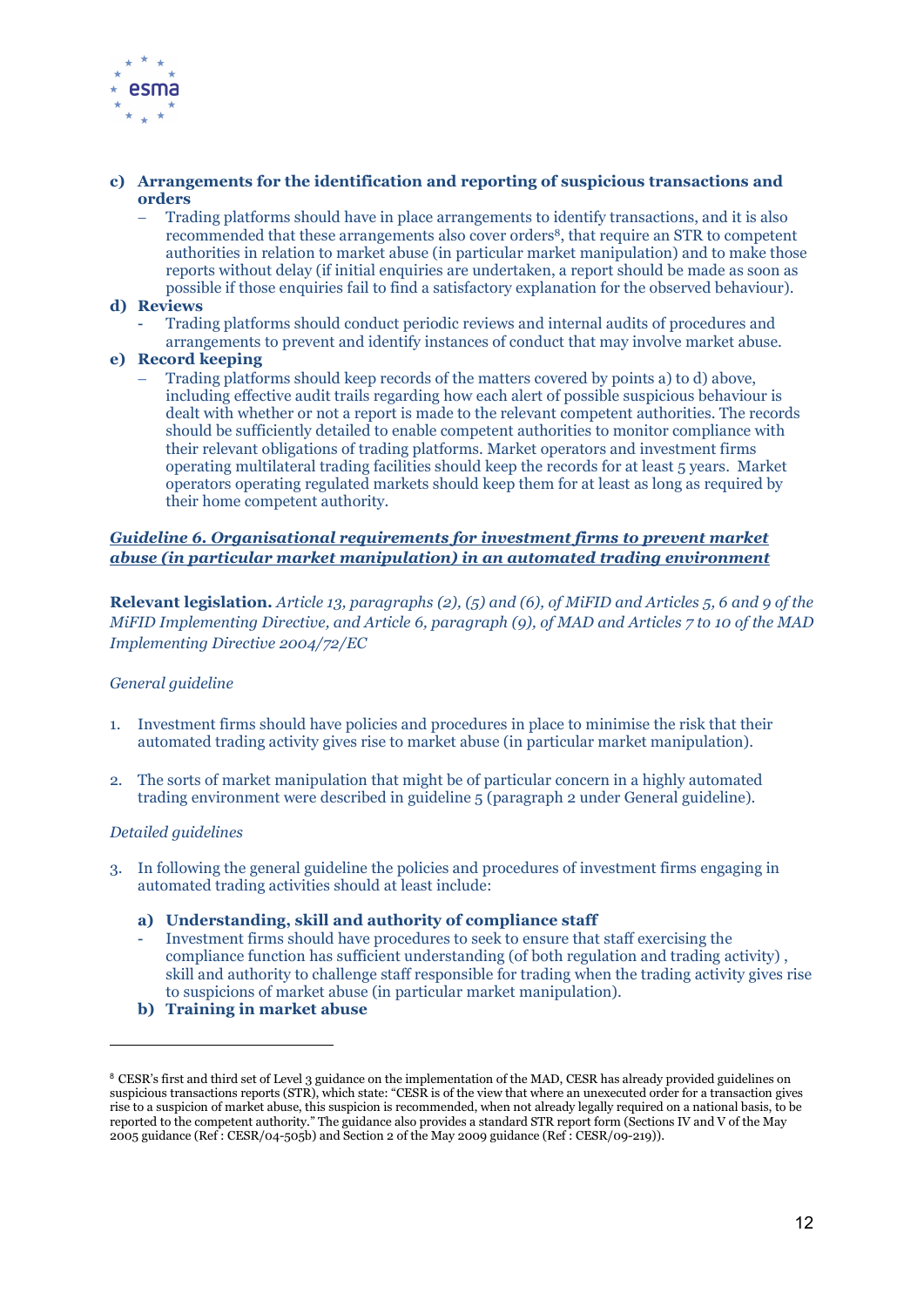**c) Arrangements for the identification and reporting of suspicious transactions and orders**

– Trading platforms should have in place arrangements to identify transactions, and it is also recommended that these arrangements also cover orders[8], that require an STR to competent authorities in relation to market abuse (in particular market manipulation) and to make those reports without delay (if initial enquiries are undertaken, a report should be made as soon as possible if those enquiries fail to find a satisfactory explanation for the observed behaviour).

**d) Reviews**

- Trading platforms should conduct periodic reviews and internal audits of procedures and arrangements to prevent and identify instances of conduct that may involve market abuse.

**e) Record keeping**

– Trading platforms should keep records of the matters covered by points a) to d) above, including effective audit trails regarding how each alert of possible suspicious behaviour is dealt with whether or not a report is made to the relevant competent authorities. The records should be sufficiently detailed to enable competent authorities to monitor compliance with their relevant obligations of trading platforms. Market operators and investment firms operating multilateral trading facilities should keep the records for at least 5 years. Market operators operating regulated markets should keep them for at least as long as required by their home competent authority.

## ***Guideline 6. Organisational requirements for investment firms to prevent market abuse (in particular market manipulation) in an automated trading environment***

**Relevant legislation.** *Article 13, paragraphs (2), (5) and (6), of MiFID and Articles 5, 6 and 9 of the MiFID Implementing Directive, and Article 6, paragraph (9), of MAD and Articles 7 to 10 of the MAD Implementing Directive 2004/72/EC*

*General guideline*

1. Investment firms should have policies and procedures in place to minimise the risk that their automated trading activity gives rise to market abuse (in particular market manipulation).

2. The sorts of market manipulation that might be of particular concern in a highly automated trading environment were described in guideline 5 (paragraph 2 under General guideline).

*Detailed guidelines*

3. In following the general guideline the policies and procedures of investment firms engaging in automated trading activities should at least include:

   **a) Understanding, skill and authority of compliance staff**

   - Investment firms should have procedures to seek to ensure that staff exercising the compliance function has sufficient understanding (of both regulation and trading activity) , skill and authority to challenge staff responsible for trading when the trading activity gives rise to suspicions of market abuse (in particular market manipulation).

   **b) Training in market abuse**

---

[8] CESR's first and third set of Level 3 guidance on the implementation of the MAD, CESR has already provided guidelines on suspicious transactions reports (STR), which state: "CESR is of the view that where an unexecuted order for a transaction gives rise to a suspicion of market abuse, this suspicion is recommended, when not already legally required on a national basis, to be reported to the competent authority." The guidance also provides a standard STR report form (Sections IV and V of the May 2005 guidance (Ref : CESR/04-505b) and Section 2 of the May 2009 guidance (Ref : CESR/09-219)).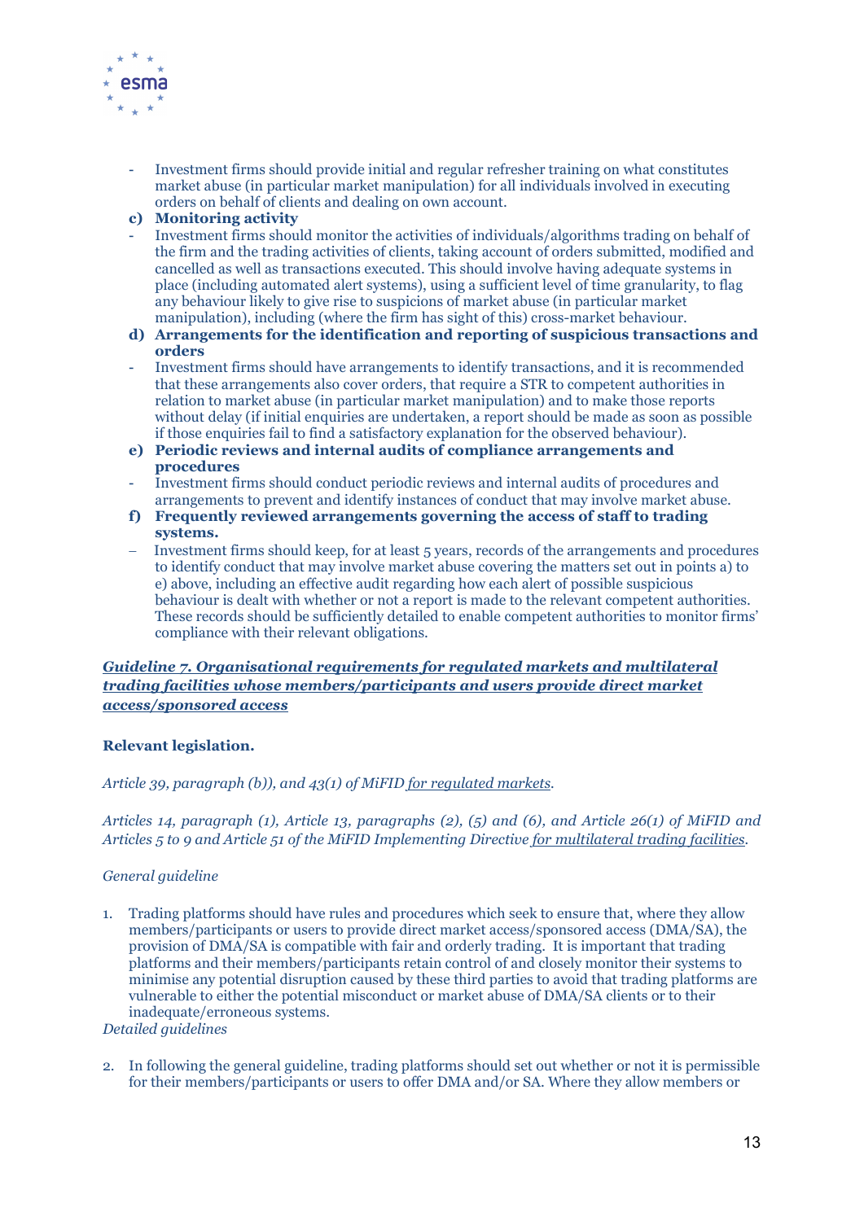- Investment firms should provide initial and regular refresher training on what constitutes market abuse (in particular market manipulation) for all individuals involved in executing orders on behalf of clients and dealing on own account.

**c) Monitoring activity**

- Investment firms should monitor the activities of individuals/algorithms trading on behalf of the firm and the trading activities of clients, taking account of orders submitted, modified and cancelled as well as transactions executed. This should involve having adequate systems in place (including automated alert systems), using a sufficient level of time granularity, to flag any behaviour likely to give rise to suspicions of market abuse (in particular market manipulation), including (where the firm has sight of this) cross-market behaviour.

**d) Arrangements for the identification and reporting of suspicious transactions and orders**

- Investment firms should have arrangements to identify transactions, and it is recommended that these arrangements also cover orders, that require a STR to competent authorities in relation to market abuse (in particular market manipulation) and to make those reports without delay (if initial enquiries are undertaken, a report should be made as soon as possible if those enquiries fail to find a satisfactory explanation for the observed behaviour).

**e) Periodic reviews and internal audits of compliance arrangements and procedures**

- Investment firms should conduct periodic reviews and internal audits of procedures and arrangements to prevent and identify instances of conduct that may involve market abuse.

**f) Frequently reviewed arrangements governing the access of staff to trading systems.**

- Investment firms should keep, for at least 5 years, records of the arrangements and procedures to identify conduct that may involve market abuse covering the matters set out in points a) to e) above, including an effective audit regarding how each alert of possible suspicious behaviour is dealt with whether or not a report is made to the relevant competent authorities. These records should be sufficiently detailed to enable competent authorities to monitor firms' compliance with their relevant obligations.

## ***Guideline 7. Organisational requirements for regulated markets and multilateral trading facilities whose members/participants and users provide direct market access/sponsored access***

**Relevant legislation.**

*Article 39, paragraph (b)), and 43(1) of MiFID for regulated markets.*

*Articles 14, paragraph (1), Article 13, paragraphs (2), (5) and (6), and Article 26(1) of MiFID and Articles 5 to 9 and Article 51 of the MiFID Implementing Directive for multilateral trading facilities.*

*General guideline*

1. Trading platforms should have rules and procedures which seek to ensure that, where they allow members/participants or users to provide direct market access/sponsored access (DMA/SA), the provision of DMA/SA is compatible with fair and orderly trading. It is important that trading platforms and their members/participants retain control of and closely monitor their systems to minimise any potential disruption caused by these third parties to avoid that trading platforms are vulnerable to either the potential misconduct or market abuse of DMA/SA clients or to their inadequate/erroneous systems.

*Detailed guidelines*

2. In following the general guideline, trading platforms should set out whether or not it is permissible for their members/participants or users to offer DMA and/or SA. Where they allow members or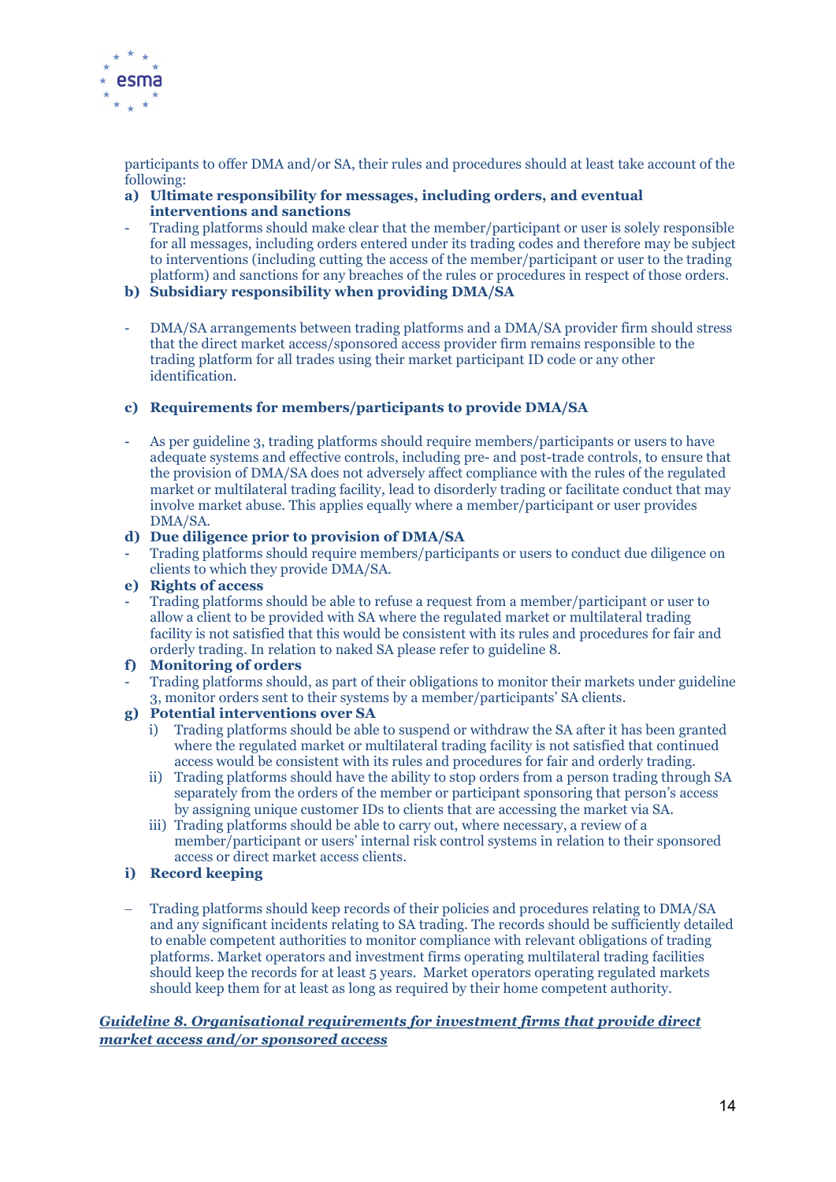participants to offer DMA and/or SA, their rules and procedures should at least take account of the following:

**a) Ultimate responsibility for messages, including orders, and eventual interventions and sanctions**

- Trading platforms should make clear that the member/participant or user is solely responsible for all messages, including orders entered under its trading codes and therefore may be subject to interventions (including cutting the access of the member/participant or user to the trading platform) and sanctions for any breaches of the rules or procedures in respect of those orders.

**b) Subsidiary responsibility when providing DMA/SA**

- DMA/SA arrangements between trading platforms and a DMA/SA provider firm should stress that the direct market access/sponsored access provider firm remains responsible to the trading platform for all trades using their market participant ID code or any other identification.

**c) Requirements for members/participants to provide DMA/SA**

- As per guideline 3, trading platforms should require members/participants or users to have adequate systems and effective controls, including pre- and post-trade controls, to ensure that the provision of DMA/SA does not adversely affect compliance with the rules of the regulated market or multilateral trading facility, lead to disorderly trading or facilitate conduct that may involve market abuse. This applies equally where a member/participant or user provides DMA/SA.

**d) Due diligence prior to provision of DMA/SA**

- Trading platforms should require members/participants or users to conduct due diligence on clients to which they provide DMA/SA.

**e) Rights of access**

- Trading platforms should be able to refuse a request from a member/participant or user to allow a client to be provided with SA where the regulated market or multilateral trading facility is not satisfied that this would be consistent with its rules and procedures for fair and orderly trading. In relation to naked SA please refer to guideline 8.

**f) Monitoring of orders**

- Trading platforms should, as part of their obligations to monitor their markets under guideline 3, monitor orders sent to their systems by a member/participants' SA clients.

**g) Potential interventions over SA**

i) Trading platforms should be able to suspend or withdraw the SA after it has been granted where the regulated market or multilateral trading facility is not satisfied that continued access would be consistent with its rules and procedures for fair and orderly trading.

ii) Trading platforms should have the ability to stop orders from a person trading through SA separately from the orders of the member or participant sponsoring that person's access by assigning unique customer IDs to clients that are accessing the market via SA.

iii) Trading platforms should be able to carry out, where necessary, a review of a member/participant or users' internal risk control systems in relation to their sponsored access or direct market access clients.

**i) Record keeping**

– Trading platforms should keep records of their policies and procedures relating to DMA/SA and any significant incidents relating to SA trading. The records should be sufficiently detailed to enable competent authorities to monitor compliance with relevant obligations of trading platforms. Market operators and investment firms operating multilateral trading facilities should keep the records for at least 5 years. Market operators operating regulated markets should keep them for at least as long as required by their home competent authority.

***Guideline 8. Organisational requirements for investment firms that provide direct market access and/or sponsored access***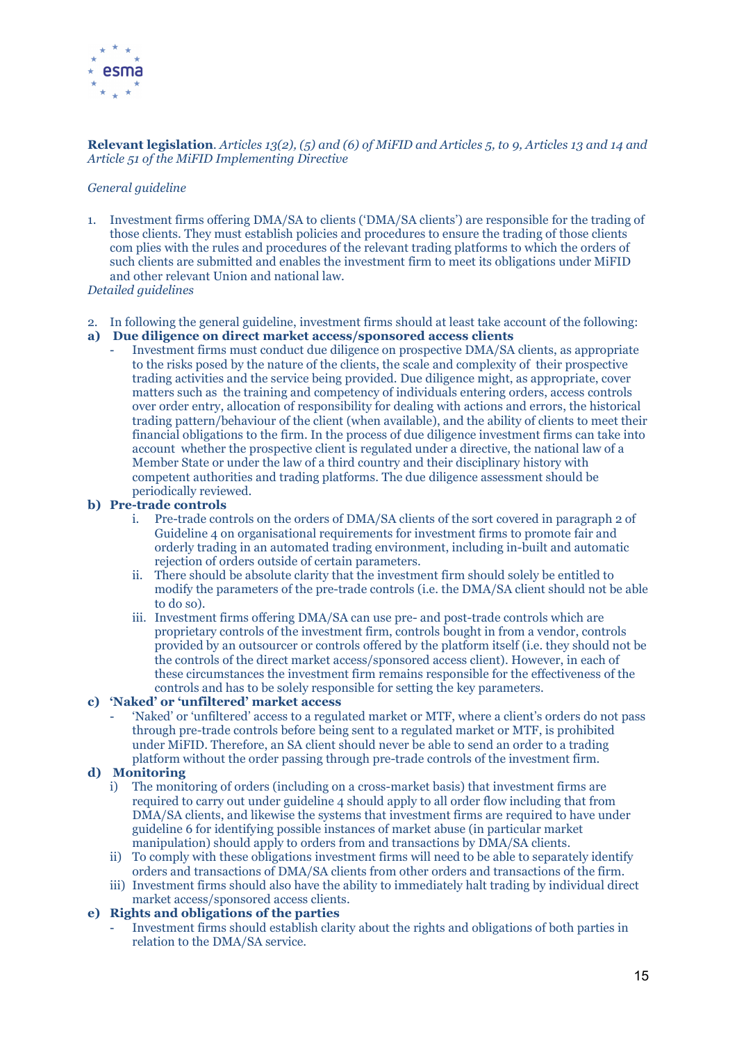**Relevant legislation**. *Articles 13(2), (5) and (6) of MiFID and Articles 5, to 9, Articles 13 and 14 and Article 51 of the MiFID Implementing Directive*

*General guideline*

1. Investment firms offering DMA/SA to clients ('DMA/SA clients') are responsible for the trading of those clients. They must establish policies and procedures to ensure the trading of those clients com plies with the rules and procedures of the relevant trading platforms to which the orders of such clients are submitted and enables the investment firm to meet its obligations under MiFID and other relevant Union and national law.

*Detailed guidelines*

2. In following the general guideline, investment firms should at least take account of the following:

**a) Due diligence on direct market access/sponsored access clients**

- Investment firms must conduct due diligence on prospective DMA/SA clients, as appropriate to the risks posed by the nature of the clients, the scale and complexity of their prospective trading activities and the service being provided. Due diligence might, as appropriate, cover matters such as the training and competency of individuals entering orders, access controls over order entry, allocation of responsibility for dealing with actions and errors, the historical trading pattern/behaviour of the client (when available), and the ability of clients to meet their financial obligations to the firm. In the process of due diligence investment firms can take into account whether the prospective client is regulated under a directive, the national law of a Member State or under the law of a third country and their disciplinary history with competent authorities and trading platforms. The due diligence assessment should be periodically reviewed.

**b) Pre-trade controls**

i. Pre-trade controls on the orders of DMA/SA clients of the sort covered in paragraph 2 of Guideline 4 on organisational requirements for investment firms to promote fair and orderly trading in an automated trading environment, including in-built and automatic rejection of orders outside of certain parameters.

ii. There should be absolute clarity that the investment firm should solely be entitled to modify the parameters of the pre-trade controls (i.e. the DMA/SA client should not be able to do so).

iii. Investment firms offering DMA/SA can use pre- and post-trade controls which are proprietary controls of the investment firm, controls bought in from a vendor, controls provided by an outsourcer or controls offered by the platform itself (i.e. they should not be the controls of the direct market access/sponsored access client). However, in each of these circumstances the investment firm remains responsible for the effectiveness of the controls and has to be solely responsible for setting the key parameters.

**c) 'Naked' or 'unfiltered' market access**

- 'Naked' or 'unfiltered' access to a regulated market or MTF, where a client's orders do not pass through pre-trade controls before being sent to a regulated market or MTF, is prohibited under MiFID. Therefore, an SA client should never be able to send an order to a trading platform without the order passing through pre-trade controls of the investment firm.

**d) Monitoring**

i) The monitoring of orders (including on a cross-market basis) that investment firms are required to carry out under guideline 4 should apply to all order flow including that from DMA/SA clients, and likewise the systems that investment firms are required to have under guideline 6 for identifying possible instances of market abuse (in particular market manipulation) should apply to orders from and transactions by DMA/SA clients.

ii) To comply with these obligations investment firms will need to be able to separately identify orders and transactions of DMA/SA clients from other orders and transactions of the firm.

iii) Investment firms should also have the ability to immediately halt trading by individual direct market access/sponsored access clients.

**e) Rights and obligations of the parties**

- Investment firms should establish clarity about the rights and obligations of both parties in relation to the DMA/SA service.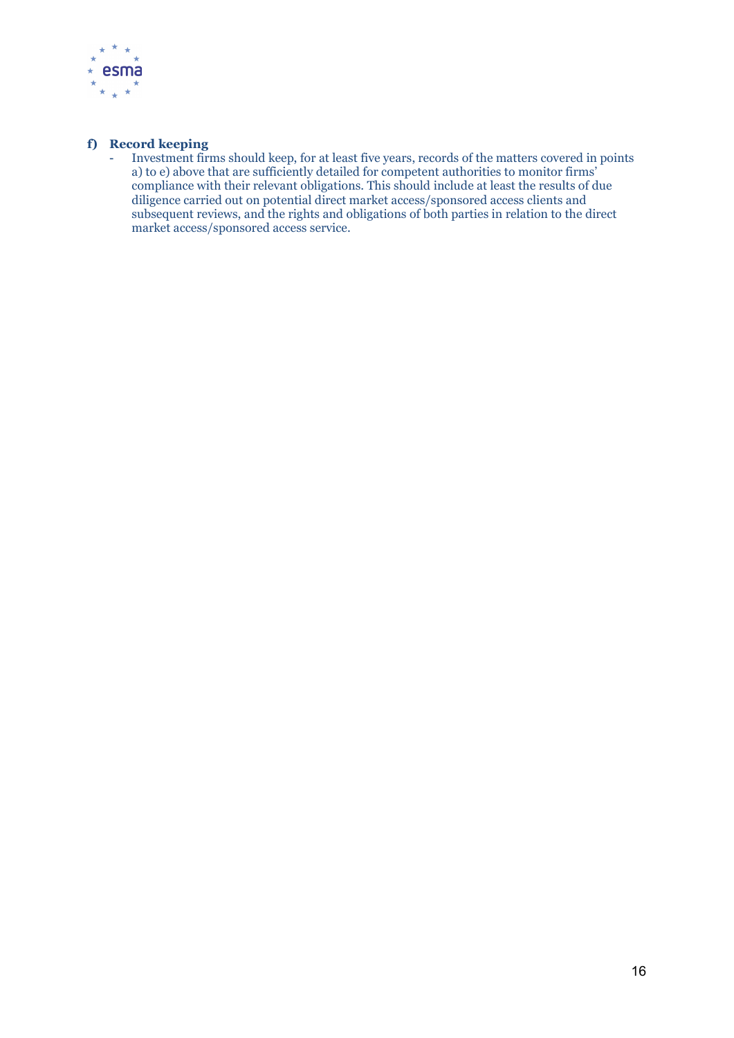**f) Record keeping**

- Investment firms should keep, for at least five years, records of the matters covered in points a) to e) above that are sufficiently detailed for competent authorities to monitor firms' compliance with their relevant obligations. This should include at least the results of due diligence carried out on potential direct market access/sponsored access clients and subsequent reviews, and the rights and obligations of both parties in relation to the direct market access/sponsored access service.